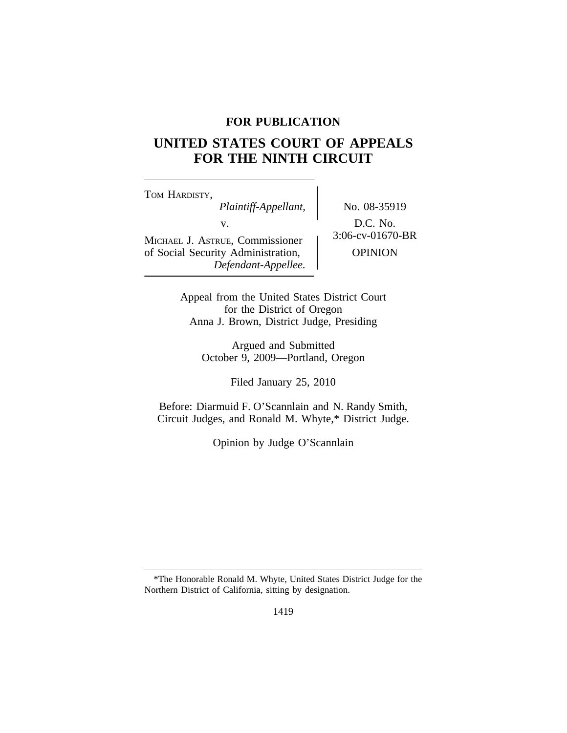**FOR PUBLICATION**

# UNITED STATES COURT OF APPEALS FOR THE NINTH CIRCUIT

TOM HARDISTY,
*Plaintiff-Appellant,*

v.

MICHAEL J. ASTRUE, Commissioner of Social Security Administration,
*Defendant-Appellee.*

No. 08-35919

D.C. No. 3:06-cv-01670-BR

OPINION

Appeal from the United States District Court for the District of Oregon
Anna J. Brown, District Judge, Presiding

Argued and Submitted
October 9, 2009—Portland, Oregon

Filed January 25, 2010

Before: Diarmuid F. O'Scannlain and N. Randy Smith, Circuit Judges, and Ronald M. Whyte,* District Judge.

Opinion by Judge O'Scannlain

---

*The Honorable Ronald M. Whyte, United States District Judge for the Northern District of California, sitting by designation.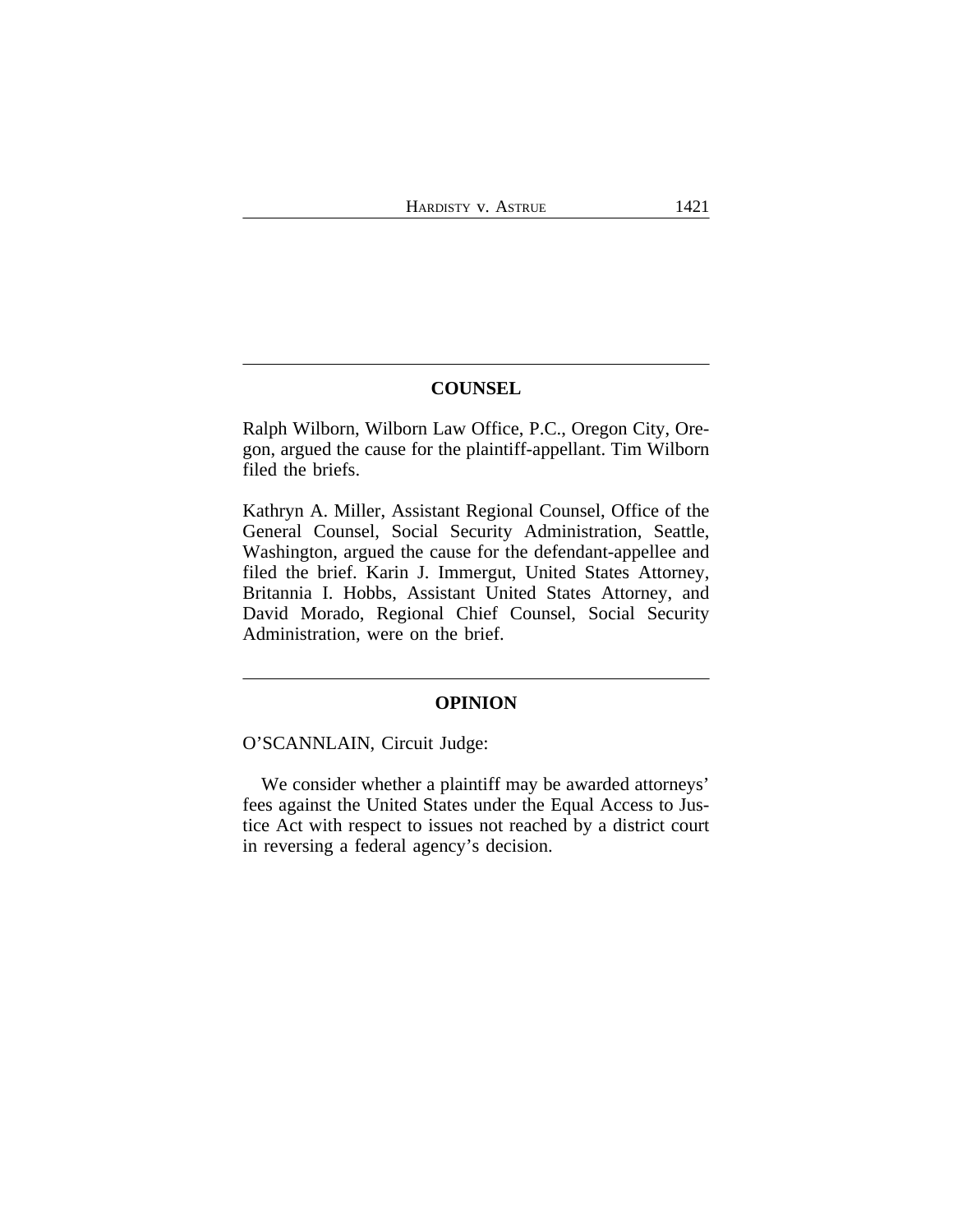## COUNSEL

Ralph Wilborn, Wilborn Law Office, P.C., Oregon City, Oregon, argued the cause for the plaintiff-appellant. Tim Wilborn filed the briefs.

Kathryn A. Miller, Assistant Regional Counsel, Office of the General Counsel, Social Security Administration, Seattle, Washington, argued the cause for the defendant-appellee and filed the brief. Karin J. Immergut, United States Attorney, Britannia I. Hobbs, Assistant United States Attorney, and David Morado, Regional Chief Counsel, Social Security Administration, were on the brief.

## OPINION

O'SCANNLAIN, Circuit Judge:

We consider whether a plaintiff may be awarded attorneys' fees against the United States under the Equal Access to Justice Act with respect to issues not reached by a district court in reversing a federal agency's decision.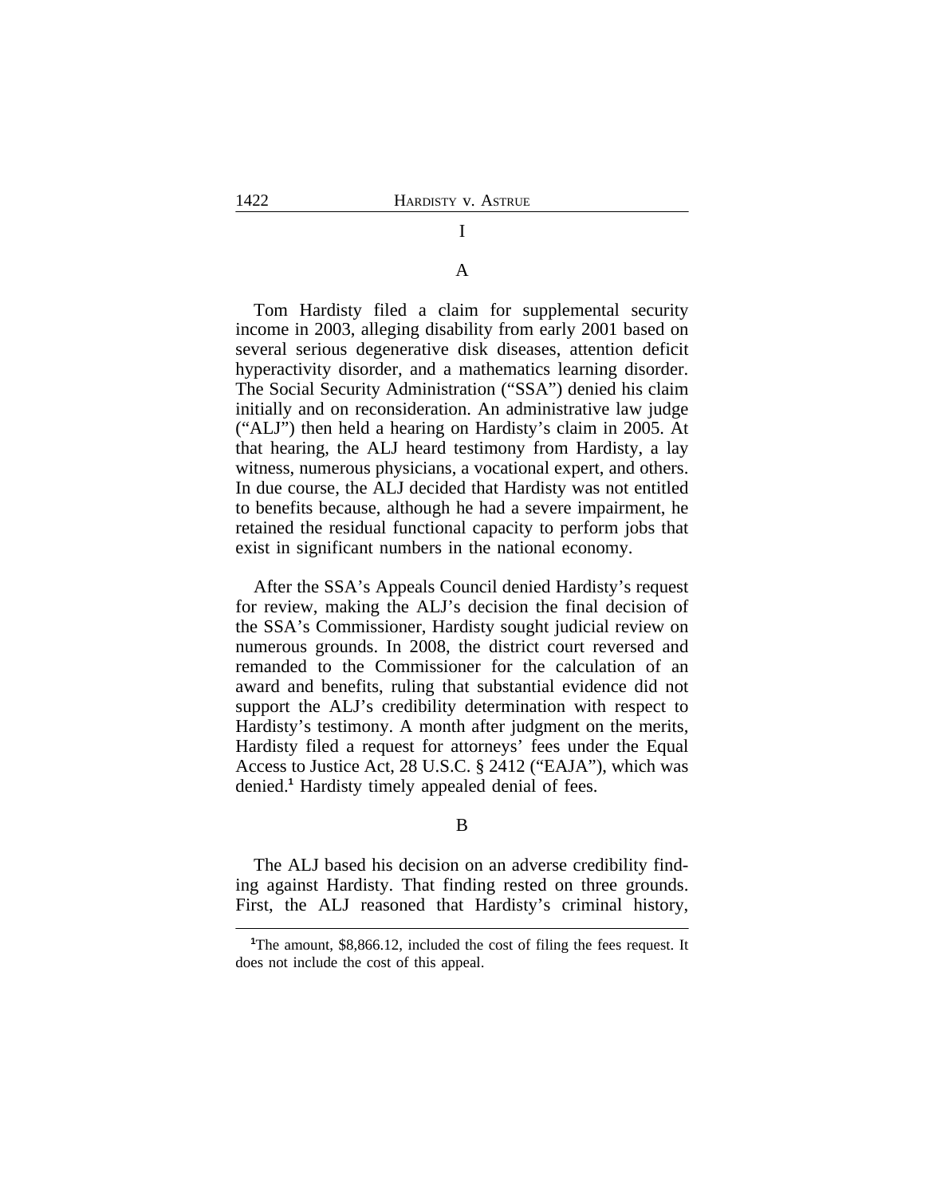# I

## A

Tom Hardisty filed a claim for supplemental security income in 2003, alleging disability from early 2001 based on several serious degenerative disk diseases, attention deficit hyperactivity disorder, and a mathematics learning disorder. The Social Security Administration ("SSA") denied his claim initially and on reconsideration. An administrative law judge ("ALJ") then held a hearing on Hardisty's claim in 2005. At that hearing, the ALJ heard testimony from Hardisty, a lay witness, numerous physicians, a vocational expert, and others. In due course, the ALJ decided that Hardisty was not entitled to benefits because, although he had a severe impairment, he retained the residual functional capacity to perform jobs that exist in significant numbers in the national economy.

After the SSA's Appeals Council denied Hardisty's request for review, making the ALJ's decision the final decision of the SSA's Commissioner, Hardisty sought judicial review on numerous grounds. In 2008, the district court reversed and remanded to the Commissioner for the calculation of an award and benefits, ruling that substantial evidence did not support the ALJ's credibility determination with respect to Hardisty's testimony. A month after judgment on the merits, Hardisty filed a request for attorneys' fees under the Equal Access to Justice Act, 28 U.S.C. § 2412 ("EAJA"), which was denied.[1] Hardisty timely appealed denial of fees.

## B

The ALJ based his decision on an adverse credibility finding against Hardisty. That finding rested on three grounds. First, the ALJ reasoned that Hardisty's criminal history,

[1] The amount, $8,866.12, included the cost of filing the fees request. It does not include the cost of this appeal.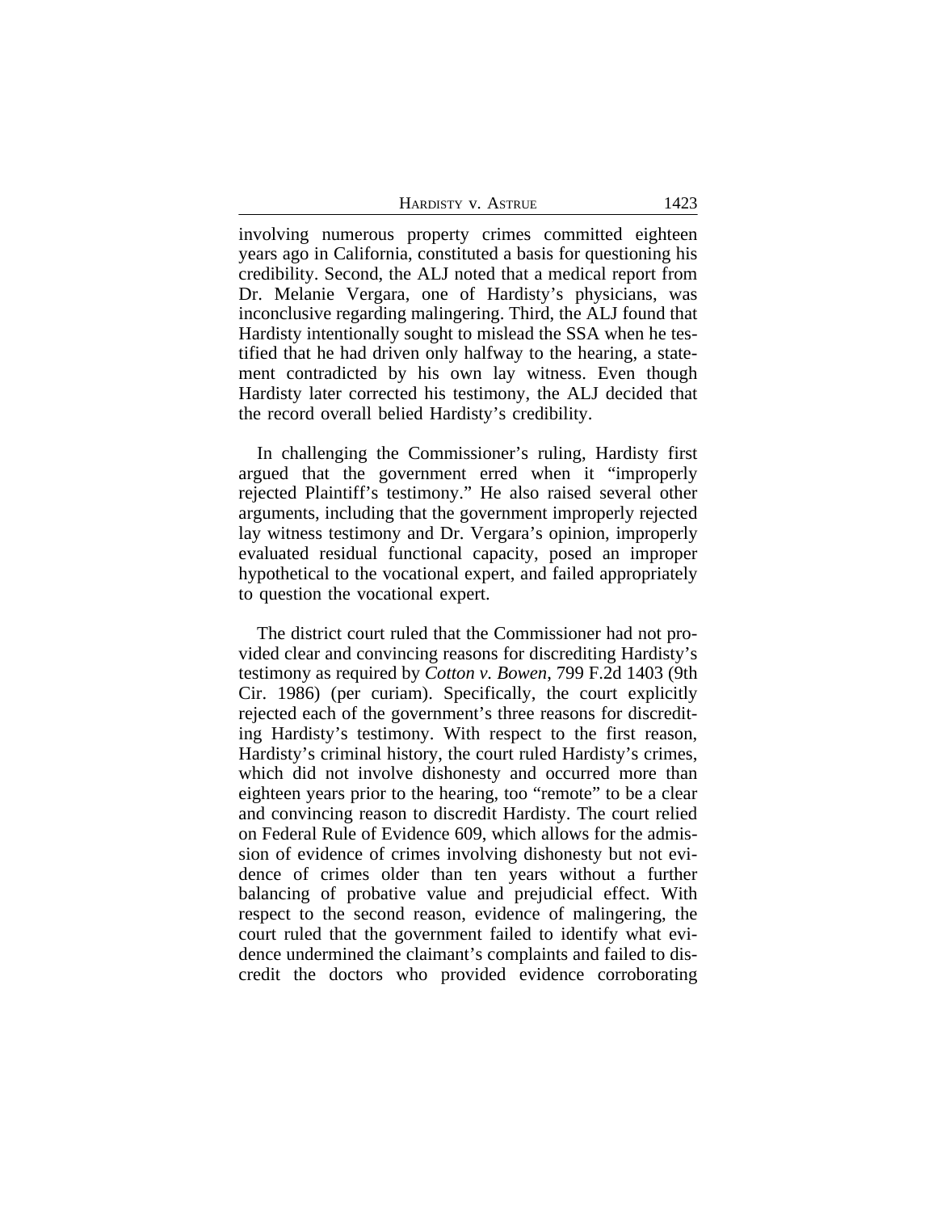involving numerous property crimes committed eighteen years ago in California, constituted a basis for questioning his credibility. Second, the ALJ noted that a medical report from Dr. Melanie Vergara, one of Hardisty's physicians, was inconclusive regarding malingering. Third, the ALJ found that Hardisty intentionally sought to mislead the SSA when he testified that he had driven only halfway to the hearing, a statement contradicted by his own lay witness. Even though Hardisty later corrected his testimony, the ALJ decided that the record overall belied Hardisty's credibility.

In challenging the Commissioner's ruling, Hardisty first argued that the government erred when it "improperly rejected Plaintiff's testimony." He also raised several other arguments, including that the government improperly rejected lay witness testimony and Dr. Vergara's opinion, improperly evaluated residual functional capacity, posed an improper hypothetical to the vocational expert, and failed appropriately to question the vocational expert.

The district court ruled that the Commissioner had not provided clear and convincing reasons for discrediting Hardisty's testimony as required by *Cotton v. Bowen*, 799 F.2d 1403 (9th Cir. 1986) (per curiam). Specifically, the court explicitly rejected each of the government's three reasons for discrediting Hardisty's testimony. With respect to the first reason, Hardisty's criminal history, the court ruled Hardisty's crimes, which did not involve dishonesty and occurred more than eighteen years prior to the hearing, too "remote" to be a clear and convincing reason to discredit Hardisty. The court relied on Federal Rule of Evidence 609, which allows for the admission of evidence of crimes involving dishonesty but not evidence of crimes older than ten years without a further balancing of probative value and prejudicial effect. With respect to the second reason, evidence of malingering, the court ruled that the government failed to identify what evidence undermined the claimant's complaints and failed to discredit the doctors who provided evidence corroborating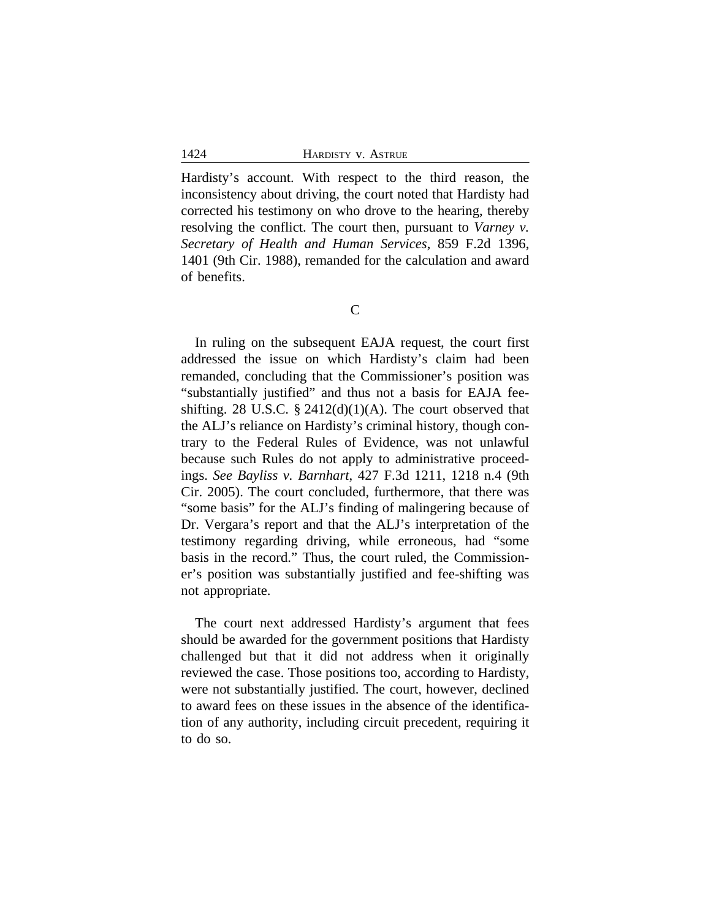Hardisty's account. With respect to the third reason, the inconsistency about driving, the court noted that Hardisty had corrected his testimony on who drove to the hearing, thereby resolving the conflict. The court then, pursuant to *Varney v. Secretary of Health and Human Services*, 859 F.2d 1396, 1401 (9th Cir. 1988), remanded for the calculation and award of benefits.

### C

In ruling on the subsequent EAJA request, the court first addressed the issue on which Hardisty's claim had been remanded, concluding that the Commissioner's position was "substantially justified" and thus not a basis for EAJA fee-shifting. 28 U.S.C. § 2412(d)(1)(A). The court observed that the ALJ's reliance on Hardisty's criminal history, though contrary to the Federal Rules of Evidence, was not unlawful because such Rules do not apply to administrative proceedings. *See Bayliss v. Barnhart*, 427 F.3d 1211, 1218 n.4 (9th Cir. 2005). The court concluded, furthermore, that there was "some basis" for the ALJ's finding of malingering because of Dr. Vergara's report and that the ALJ's interpretation of the testimony regarding driving, while erroneous, had "some basis in the record." Thus, the court ruled, the Commissioner's position was substantially justified and fee-shifting was not appropriate.

The court next addressed Hardisty's argument that fees should be awarded for the government positions that Hardisty challenged but that it did not address when it originally reviewed the case. Those positions too, according to Hardisty, were not substantially justified. The court, however, declined to award fees on these issues in the absence of the identification of any authority, including circuit precedent, requiring it to do so.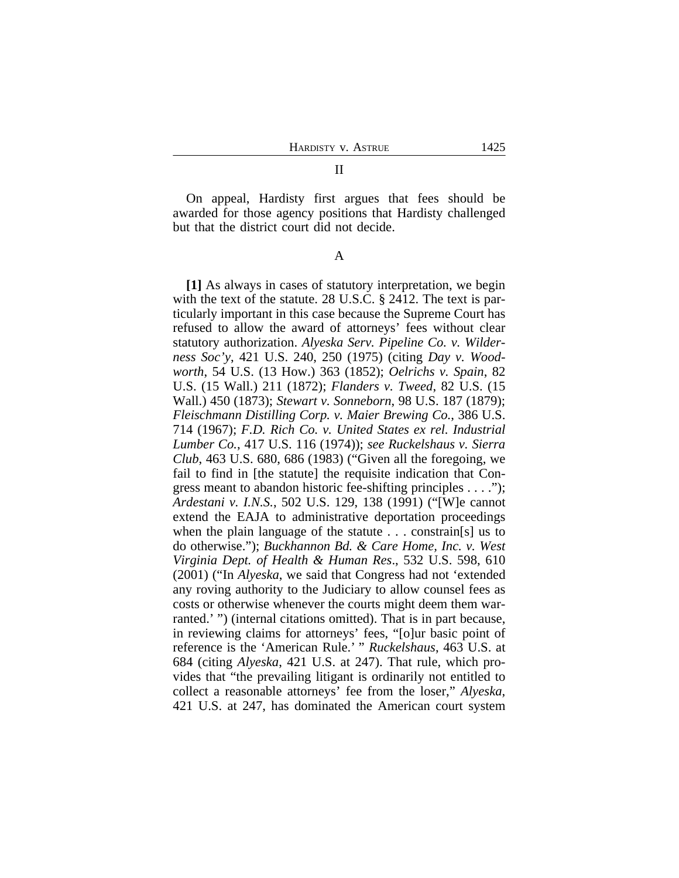## II

On appeal, Hardisty first argues that fees should be awarded for those agency positions that Hardisty challenged but that the district court did not decide.

### A

**[1]** As always in cases of statutory interpretation, we begin with the text of the statute. 28 U.S.C. § 2412. The text is particularly important in this case because the Supreme Court has refused to allow the award of attorneys' fees without clear statutory authorization. *Alyeska Serv. Pipeline Co. v. Wilderness Soc'y*, 421 U.S. 240, 250 (1975) (citing *Day v. Woodworth*, 54 U.S. (13 How.) 363 (1852); *Oelrichs v. Spain*, 82 U.S. (15 Wall.) 211 (1872); *Flanders v. Tweed*, 82 U.S. (15 Wall.) 450 (1873); *Stewart v. Sonneborn*, 98 U.S. 187 (1879); *Fleischmann Distilling Corp. v. Maier Brewing Co.*, 386 U.S. 714 (1967); *F.D. Rich Co. v. United States ex rel. Industrial Lumber Co.*, 417 U.S. 116 (1974)); *see Ruckelshaus v. Sierra Club*, 463 U.S. 680, 686 (1983) ("Given all the foregoing, we fail to find in [the statute] the requisite indication that Congress meant to abandon historic fee-shifting principles . . . ."); *Ardestani v. I.N.S.*, 502 U.S. 129, 138 (1991) ("[W]e cannot extend the EAJA to administrative deportation proceedings when the plain language of the statute . . . constrain[s] us to do otherwise."); *Buckhannon Bd. & Care Home, Inc. v. West Virginia Dept. of Health & Human Res*., 532 U.S. 598, 610 (2001) ("In *Alyeska*, we said that Congress had not 'extended any roving authority to the Judiciary to allow counsel fees as costs or otherwise whenever the courts might deem them warranted.' ") (internal citations omitted). That is in part because, in reviewing claims for attorneys' fees, "[o]ur basic point of reference is the 'American Rule.' " *Ruckelshaus*, 463 U.S. at 684 (citing *Alyeska*, 421 U.S. at 247). That rule, which provides that "the prevailing litigant is ordinarily not entitled to collect a reasonable attorneys' fee from the loser," *Alyeska*, 421 U.S. at 247, has dominated the American court system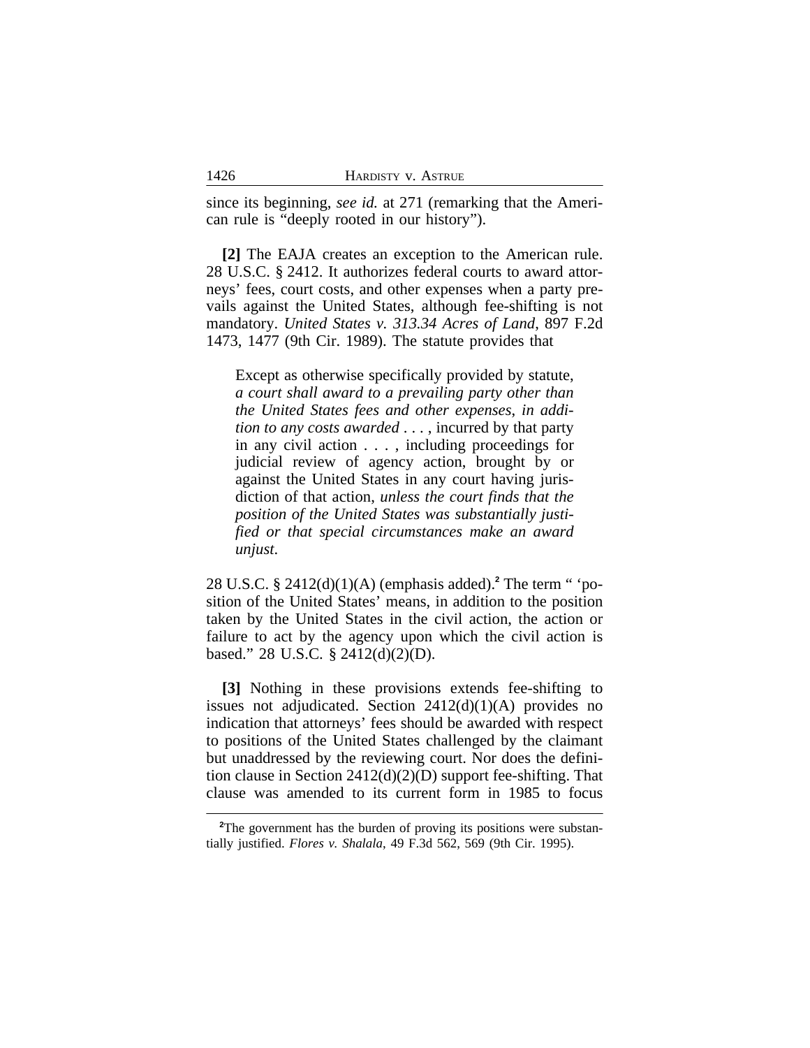since its beginning, *see id.* at 271 (remarking that the American rule is "deeply rooted in our history").

**[2]** The EAJA creates an exception to the American rule. 28 U.S.C. § 2412. It authorizes federal courts to award attorneys' fees, court costs, and other expenses when a party prevails against the United States, although fee-shifting is not mandatory. *United States v. 313.34 Acres of Land*, 897 F.2d 1473, 1477 (9th Cir. 1989). The statute provides that

> Except as otherwise specifically provided by statute, *a court shall award to a prevailing party other than the United States fees and other expenses*, *in addition to any costs awarded* . . . , incurred by that party in any civil action . . . , including proceedings for judicial review of agency action, brought by or against the United States in any court having jurisdiction of that action, *unless the court finds that the position of the United States was substantially justified or that special circumstances make an award unjust*.

28 U.S.C. § 2412(d)(1)(A) (emphasis added).[2] The term " 'position of the United States' means, in addition to the position taken by the United States in the civil action, the action or failure to act by the agency upon which the civil action is based." 28 U.S.C. § 2412(d)(2)(D).

**[3]** Nothing in these provisions extends fee-shifting to issues not adjudicated. Section 2412(d)(1)(A) provides no indication that attorneys' fees should be awarded with respect to positions of the United States challenged by the claimant but unaddressed by the reviewing court. Nor does the definition clause in Section 2412(d)(2)(D) support fee-shifting. That clause was amended to its current form in 1985 to focus

[2] The government has the burden of proving its positions were substantially justified. *Flores v. Shalala*, 49 F.3d 562, 569 (9th Cir. 1995).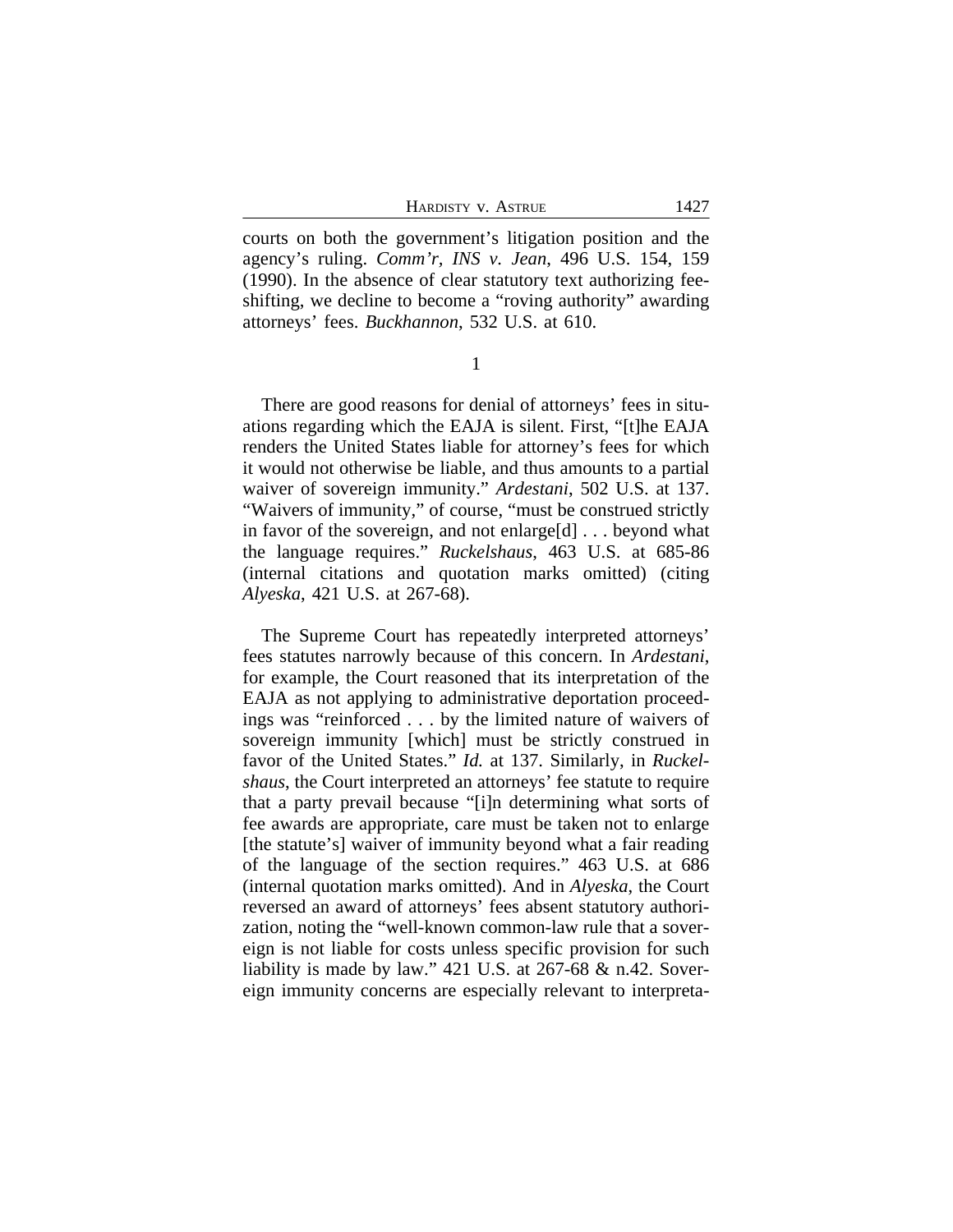courts on both the government's litigation position and the agency's ruling. *Comm'r, INS v. Jean*, 496 U.S. 154, 159 (1990). In the absence of clear statutory text authorizing fee-shifting, we decline to become a "roving authority" awarding attorneys' fees. *Buckhannon*, 532 U.S. at 610.

1

There are good reasons for denial of attorneys' fees in situations regarding which the EAJA is silent. First, "[t]he EAJA renders the United States liable for attorney's fees for which it would not otherwise be liable, and thus amounts to a partial waiver of sovereign immunity." *Ardestani*, 502 U.S. at 137. "Waivers of immunity," of course, "must be construed strictly in favor of the sovereign, and not enlarge[d] . . . beyond what the language requires." *Ruckelshaus*, 463 U.S. at 685-86 (internal citations and quotation marks omitted) (citing *Alyeska*, 421 U.S. at 267-68).

The Supreme Court has repeatedly interpreted attorneys' fees statutes narrowly because of this concern. In *Ardestani*, for example, the Court reasoned that its interpretation of the EAJA as not applying to administrative deportation proceedings was "reinforced . . . by the limited nature of waivers of sovereign immunity [which] must be strictly construed in favor of the United States." *Id.* at 137. Similarly, in *Ruckelshaus*, the Court interpreted an attorneys' fee statute to require that a party prevail because "[i]n determining what sorts of fee awards are appropriate, care must be taken not to enlarge [the statute's] waiver of immunity beyond what a fair reading of the language of the section requires." 463 U.S. at 686 (internal quotation marks omitted). And in *Alyeska*, the Court reversed an award of attorneys' fees absent statutory authorization, noting the "well-known common-law rule that a sovereign is not liable for costs unless specific provision for such liability is made by law." 421 U.S. at 267-68 & n.42. Sovereign immunity concerns are especially relevant to interpreta-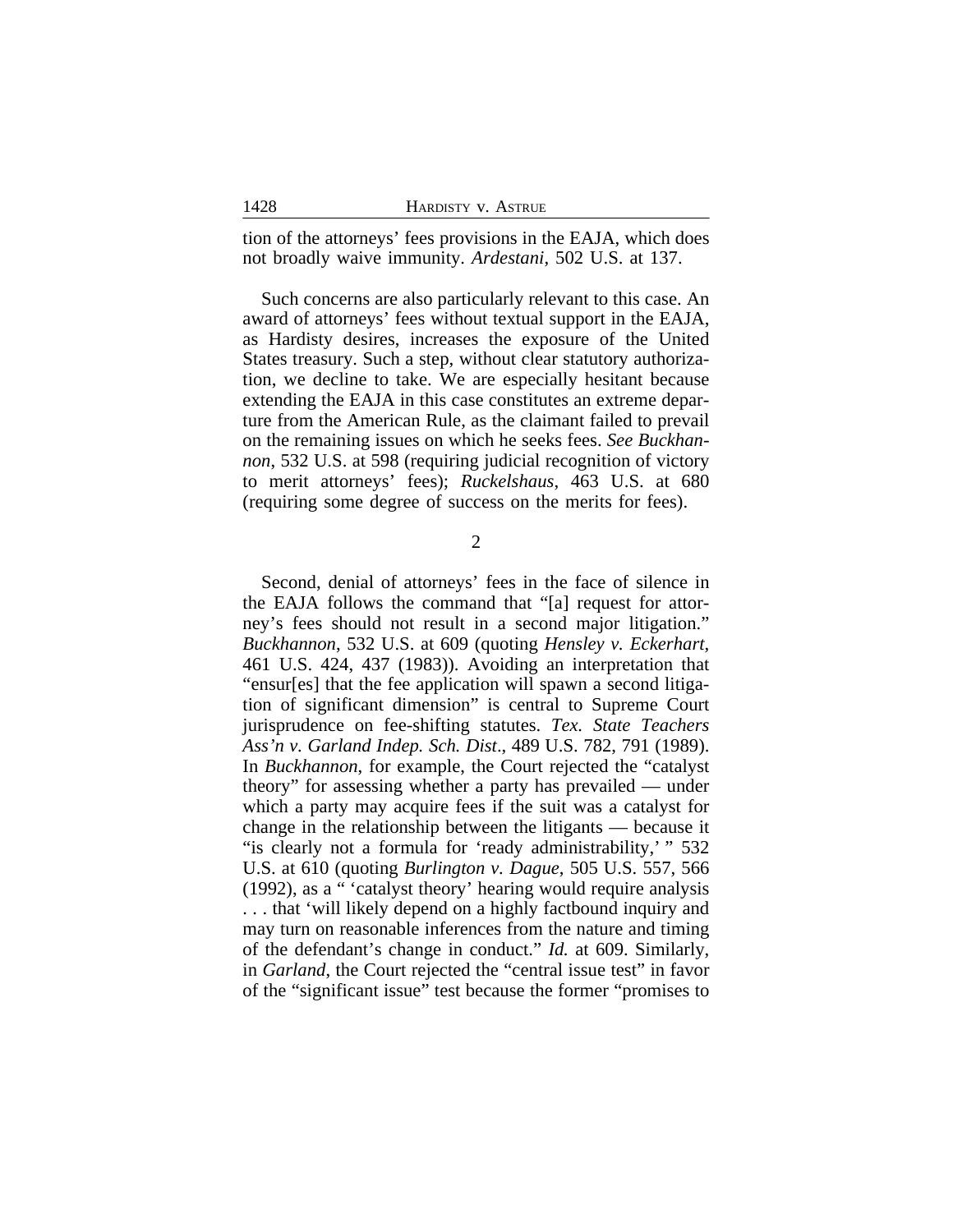tion of the attorneys' fees provisions in the EAJA, which does not broadly waive immunity. *Ardestani*, 502 U.S. at 137.

Such concerns are also particularly relevant to this case. An award of attorneys' fees without textual support in the EAJA, as Hardisty desires, increases the exposure of the United States treasury. Such a step, without clear statutory authorization, we decline to take. We are especially hesitant because extending the EAJA in this case constitutes an extreme departure from the American Rule, as the claimant failed to prevail on the remaining issues on which he seeks fees. *See Buckhannon*, 532 U.S. at 598 (requiring judicial recognition of victory to merit attorneys' fees); *Ruckelshaus*, 463 U.S. at 680 (requiring some degree of success on the merits for fees).

2

Second, denial of attorneys' fees in the face of silence in the EAJA follows the command that "[a] request for attorney's fees should not result in a second major litigation." *Buckhannon*, 532 U.S. at 609 (quoting *Hensley v. Eckerhart*, 461 U.S. 424, 437 (1983)). Avoiding an interpretation that "ensur[es] that the fee application will spawn a second litigation of significant dimension" is central to Supreme Court jurisprudence on fee-shifting statutes. *Tex. State Teachers Ass'n v. Garland Indep. Sch. Dist*., 489 U.S. 782, 791 (1989). In *Buckhannon*, for example, the Court rejected the "catalyst theory" for assessing whether a party has prevailed — under which a party may acquire fees if the suit was a catalyst for change in the relationship between the litigants — because it "is clearly not a formula for 'ready administrability,' " 532 U.S. at 610 (quoting *Burlington v. Dague*, 505 U.S. 557, 566 (1992), as a " 'catalyst theory' hearing would require analysis . . . that 'will likely depend on a highly factbound inquiry and may turn on reasonable inferences from the nature and timing of the defendant's change in conduct." *Id.* at 609. Similarly, in *Garland*, the Court rejected the "central issue test" in favor of the "significant issue" test because the former "promises to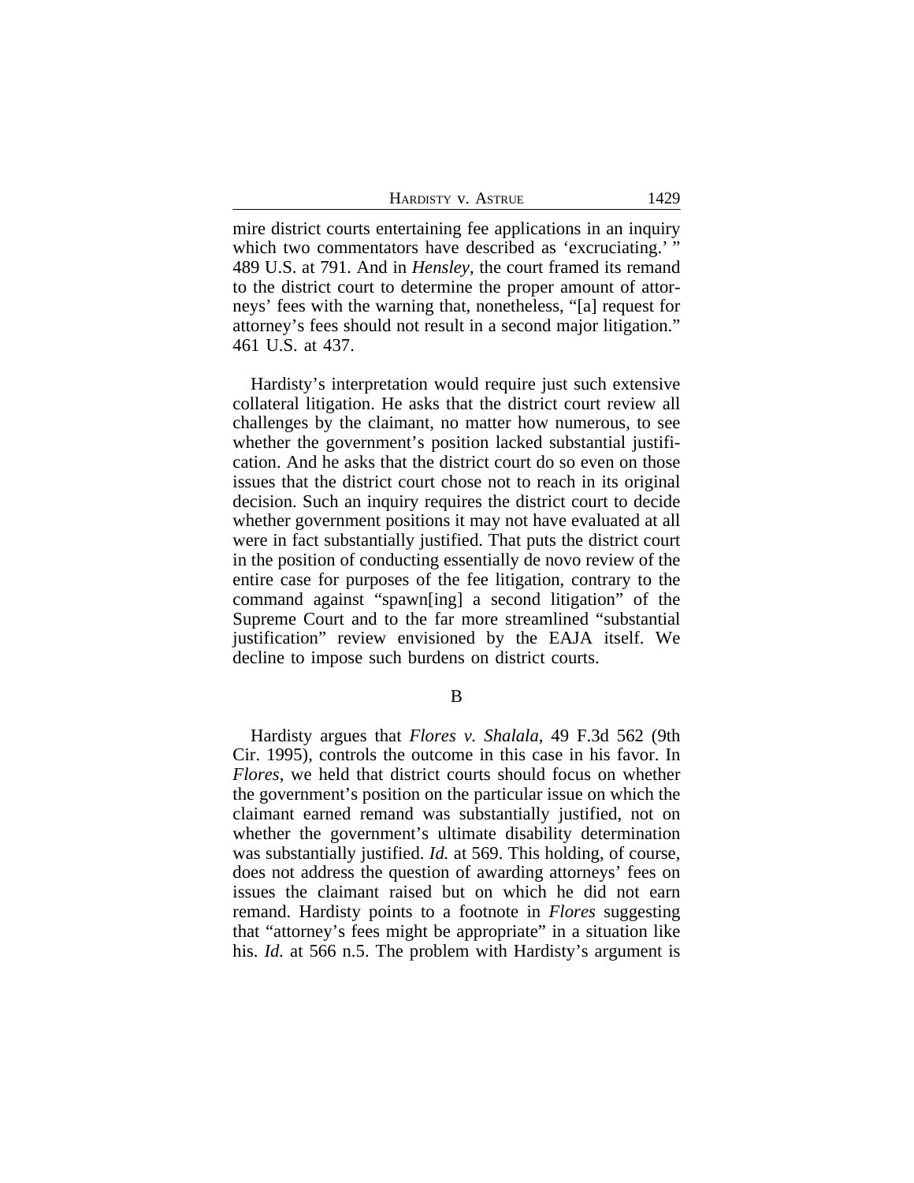mire district courts entertaining fee applications in an inquiry which two commentators have described as 'excruciating.' " 489 U.S. at 791. And in *Hensley*, the court framed its remand to the district court to determine the proper amount of attorneys' fees with the warning that, nonetheless, "[a] request for attorney's fees should not result in a second major litigation." 461 U.S. at 437.

Hardisty's interpretation would require just such extensive collateral litigation. He asks that the district court review all challenges by the claimant, no matter how numerous, to see whether the government's position lacked substantial justification. And he asks that the district court do so even on those issues that the district court chose not to reach in its original decision. Such an inquiry requires the district court to decide whether government positions it may not have evaluated at all were in fact substantially justified. That puts the district court in the position of conducting essentially de novo review of the entire case for purposes of the fee litigation, contrary to the command against "spawn[ing] a second litigation" of the Supreme Court and to the far more streamlined "substantial justification" review envisioned by the EAJA itself. We decline to impose such burdens on district courts.

B

Hardisty argues that *Flores v. Shalala*, 49 F.3d 562 (9th Cir. 1995), controls the outcome in this case in his favor. In *Flores*, we held that district courts should focus on whether the government's position on the particular issue on which the claimant earned remand was substantially justified, not on whether the government's ultimate disability determination was substantially justified. *Id.* at 569. This holding, of course, does not address the question of awarding attorneys' fees on issues the claimant raised but on which he did not earn remand. Hardisty points to a footnote in *Flores* suggesting that "attorney's fees might be appropriate" in a situation like his. *Id.* at 566 n.5. The problem with Hardisty's argument is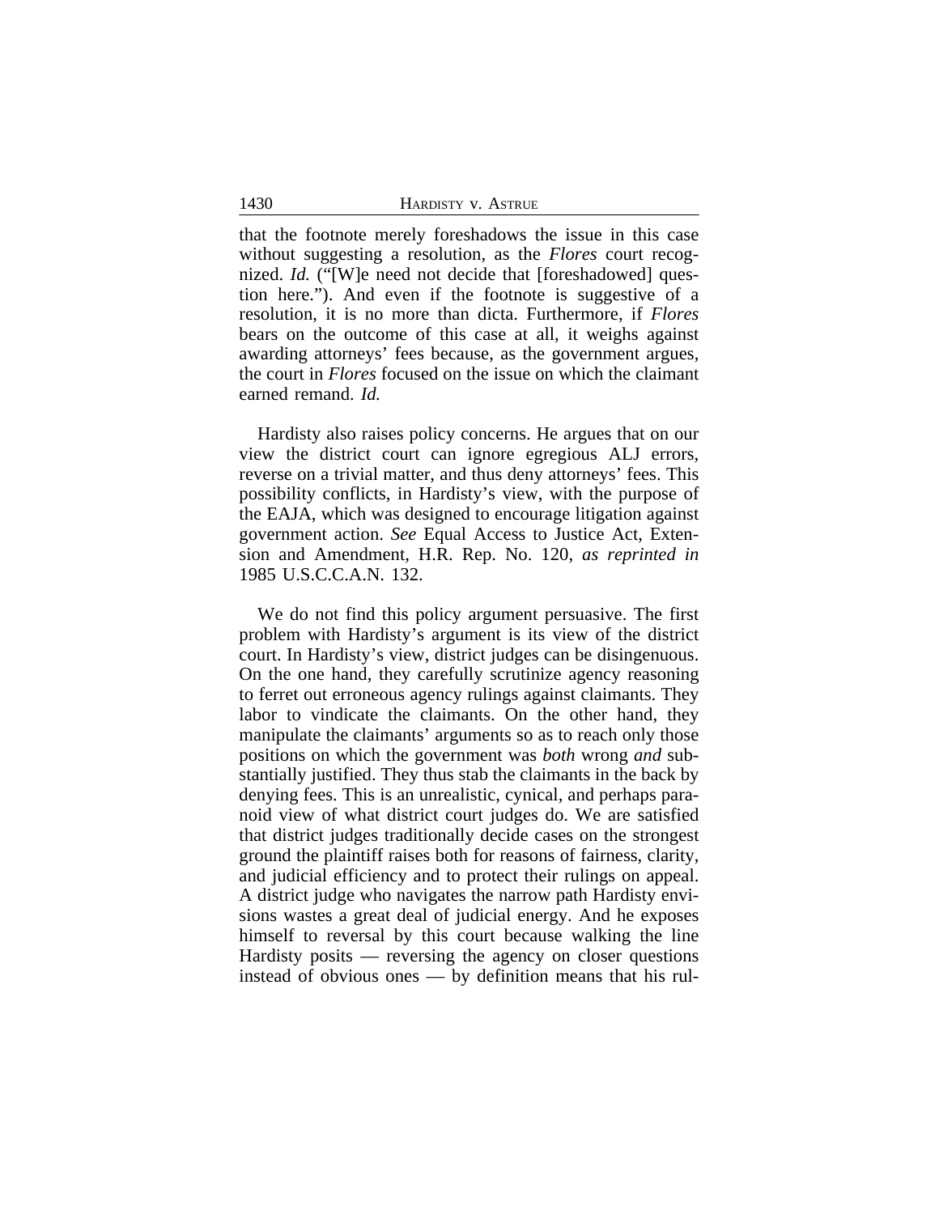that the footnote merely foreshadows the issue in this case without suggesting a resolution, as the *Flores* court recognized. *Id.* ("[W]e need not decide that [foreshadowed] question here."). And even if the footnote is suggestive of a resolution, it is no more than dicta. Furthermore, if *Flores* bears on the outcome of this case at all, it weighs against awarding attorneys' fees because, as the government argues, the court in *Flores* focused on the issue on which the claimant earned remand. *Id.*

Hardisty also raises policy concerns. He argues that on our view the district court can ignore egregious ALJ errors, reverse on a trivial matter, and thus deny attorneys' fees. This possibility conflicts, in Hardisty's view, with the purpose of the EAJA, which was designed to encourage litigation against government action. *See* Equal Access to Justice Act, Extension and Amendment, H.R. Rep. No. 120, *as reprinted in* 1985 U.S.C.C.A.N. 132.

We do not find this policy argument persuasive. The first problem with Hardisty's argument is its view of the district court. In Hardisty's view, district judges can be disingenuous. On the one hand, they carefully scrutinize agency reasoning to ferret out erroneous agency rulings against claimants. They labor to vindicate the claimants. On the other hand, they manipulate the claimants' arguments so as to reach only those positions on which the government was *both* wrong *and* substantially justified. They thus stab the claimants in the back by denying fees. This is an unrealistic, cynical, and perhaps paranoid view of what district court judges do. We are satisfied that district judges traditionally decide cases on the strongest ground the plaintiff raises both for reasons of fairness, clarity, and judicial efficiency and to protect their rulings on appeal. A district judge who navigates the narrow path Hardisty envisions wastes a great deal of judicial energy. And he exposes himself to reversal by this court because walking the line Hardisty posits — reversing the agency on closer questions instead of obvious ones — by definition means that his rul-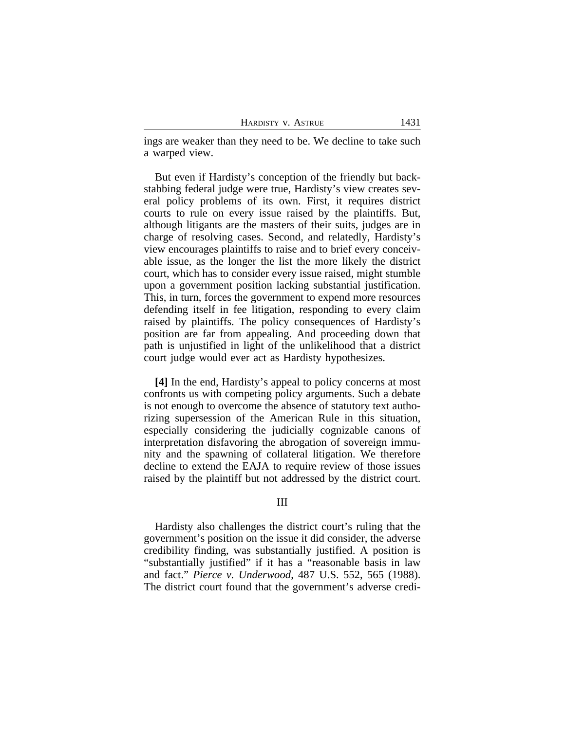ings are weaker than they need to be. We decline to take such a warped view.

But even if Hardisty's conception of the friendly but backstabbing federal judge were true, Hardisty's view creates several policy problems of its own. First, it requires district courts to rule on every issue raised by the plaintiffs. But, although litigants are the masters of their suits, judges are in charge of resolving cases. Second, and relatedly, Hardisty's view encourages plaintiffs to raise and to brief every conceivable issue, as the longer the list the more likely the district court, which has to consider every issue raised, might stumble upon a government position lacking substantial justification. This, in turn, forces the government to expend more resources defending itself in fee litigation, responding to every claim raised by plaintiffs. The policy consequences of Hardisty's position are far from appealing. And proceeding down that path is unjustified in light of the unlikelihood that a district court judge would ever act as Hardisty hypothesizes.

**[4]** In the end, Hardisty's appeal to policy concerns at most confronts us with competing policy arguments. Such a debate is not enough to overcome the absence of statutory text authorizing supersession of the American Rule in this situation, especially considering the judicially cognizable canons of interpretation disfavoring the abrogation of sovereign immunity and the spawning of collateral litigation. We therefore decline to extend the EAJA to require review of those issues raised by the plaintiff but not addressed by the district court.

III

Hardisty also challenges the district court's ruling that the government's position on the issue it did consider, the adverse credibility finding, was substantially justified. A position is "substantially justified" if it has a "reasonable basis in law and fact." *Pierce v. Underwood*, 487 U.S. 552, 565 (1988). The district court found that the government's adverse credi-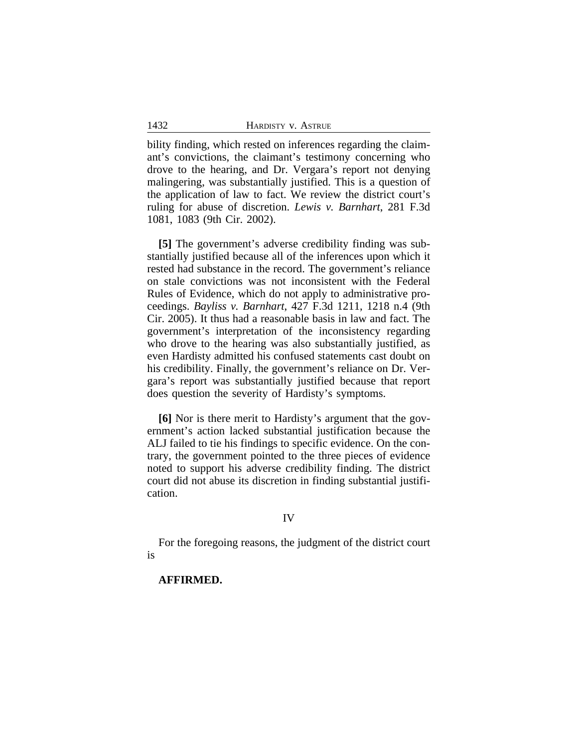bility finding, which rested on inferences regarding the claimant's convictions, the claimant's testimony concerning who drove to the hearing, and Dr. Vergara's report not denying malingering, was substantially justified. This is a question of the application of law to fact. We review the district court's ruling for abuse of discretion. *Lewis v. Barnhart*, 281 F.3d 1081, 1083 (9th Cir. 2002).

**[5]** The government's adverse credibility finding was substantially justified because all of the inferences upon which it rested had substance in the record. The government's reliance on stale convictions was not inconsistent with the Federal Rules of Evidence, which do not apply to administrative proceedings. *Bayliss v. Barnhart*, 427 F.3d 1211, 1218 n.4 (9th Cir. 2005). It thus had a reasonable basis in law and fact. The government's interpretation of the inconsistency regarding who drove to the hearing was also substantially justified, as even Hardisty admitted his confused statements cast doubt on his credibility. Finally, the government's reliance on Dr. Vergara's report was substantially justified because that report does question the severity of Hardisty's symptoms.

**[6]** Nor is there merit to Hardisty's argument that the government's action lacked substantial justification because the ALJ failed to tie his findings to specific evidence. On the contrary, the government pointed to the three pieces of evidence noted to support his adverse credibility finding. The district court did not abuse its discretion in finding substantial justification.

## IV

For the foregoing reasons, the judgment of the district court is

**AFFIRMED.**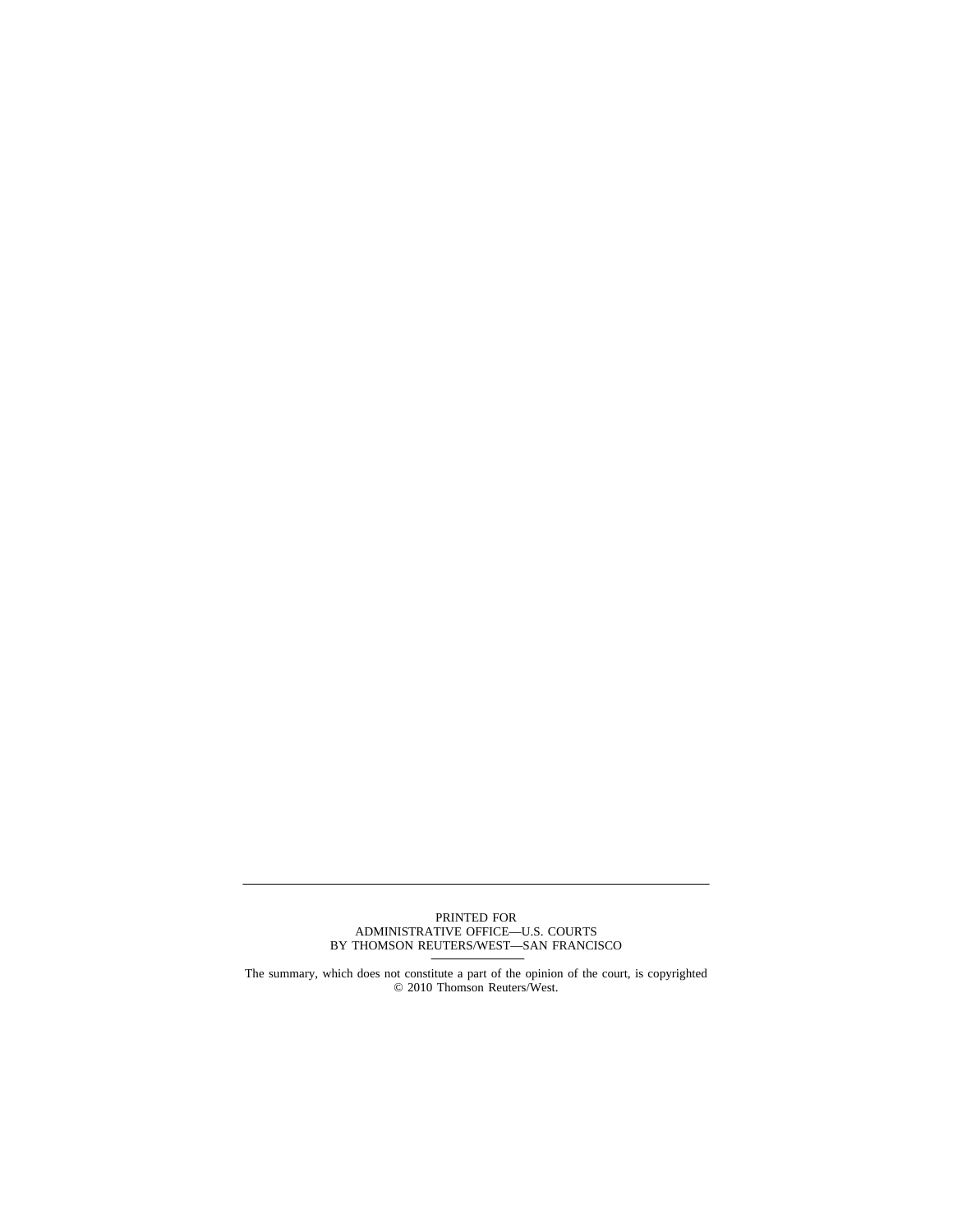PRINTED FOR
ADMINISTRATIVE OFFICE—U.S. COURTS
BY THOMSON REUTERS/WEST—SAN FRANCISCO

The summary, which does not constitute a part of the opinion of the court, is copyrighted © 2010 Thomson Reuters/West.